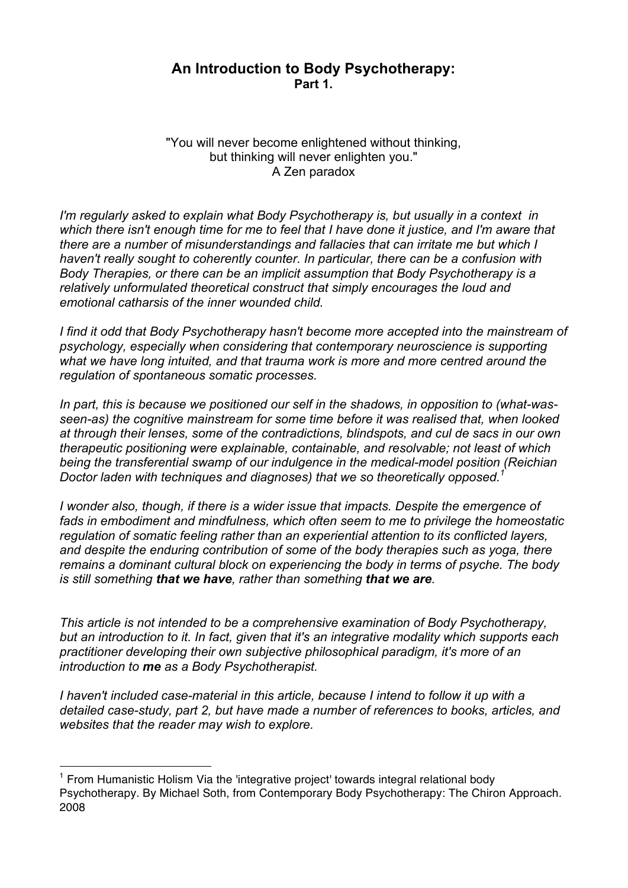# An Introduction to Body Psychotherapy:

**Part 1.**

"You will never become enlightened without thinking,
but thinking will never enlighten you."
A Zen paradox

*I'm regularly asked to explain what Body Psychotherapy is, but usually in a context in which there isn't enough time for me to feel that I have done it justice, and I'm aware that there are a number of misunderstandings and fallacies that can irritate me but which I haven't really sought to coherently counter. In particular, there can be a confusion with Body Therapies, or there can be an implicit assumption that Body Psychotherapy is a relatively unformulated theoretical construct that simply encourages the loud and emotional catharsis of the inner wounded child.*

*I find it odd that Body Psychotherapy hasn't become more accepted into the mainstream of psychology, especially when considering that contemporary neuroscience is supporting what we have long intuited, and that trauma work is more and more centred around the regulation of spontaneous somatic processes.*

*In part, this is because we positioned our self in the shadows, in opposition to (what-was-seen-as) the cognitive mainstream for some time before it was realised that, when looked at through their lenses, some of the contradictions, blindspots, and cul de sacs in our own therapeutic positioning were explainable, containable, and resolvable; not least of which being the transferential swamp of our indulgence in the medical-model position (Reichian Doctor laden with techniques and diagnoses) that we so theoretically opposed.*[1]

*I wonder also, though, if there is a wider issue that impacts. Despite the emergence of fads in embodiment and mindfulness, which often seem to me to privilege the homeostatic regulation of somatic feeling rather than an experiential attention to its conflicted layers, and despite the enduring contribution of some of the body therapies such as yoga, there remains a dominant cultural block on experiencing the body in terms of psyche. The body is still something **that we have**, rather than something **that we are**.*

*This article is not intended to be a comprehensive examination of Body Psychotherapy, but an introduction to it. In fact, given that it's an integrative modality which supports each practitioner developing their own subjective philosophical paradigm, it's more of an introduction to **me** as a Body Psychotherapist.*

*I haven't included case-material in this article, because I intend to follow it up with a detailed case-study, part 2, but have made a number of references to books, articles, and websites that the reader may wish to explore.*

---

[1] From Humanistic Holism Via the 'integrative project' towards integral relational body Psychotherapy. By Michael Soth, from Contemporary Body Psychotherapy: The Chiron Approach. 2008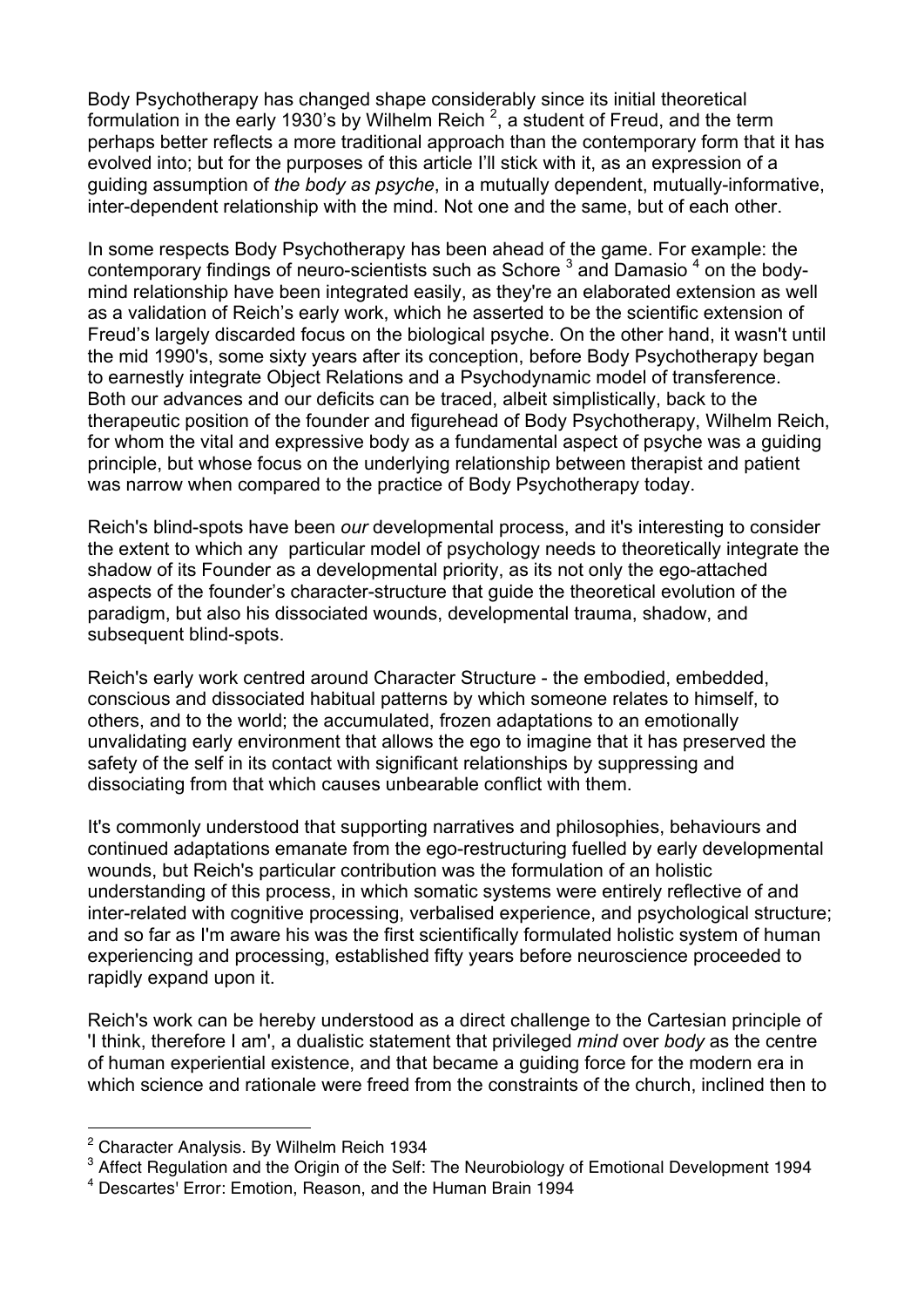Body Psychotherapy has changed shape considerably since its initial theoretical formulation in the early 1930's by Wilhelm Reich [2], a student of Freud, and the term perhaps better reflects a more traditional approach than the contemporary form that it has evolved into; but for the purposes of this article I'll stick with it, as an expression of a guiding assumption of *the body as psyche*, in a mutually dependent, mutually-informative, inter-dependent relationship with the mind. Not one and the same, but of each other.

In some respects Body Psychotherapy has been ahead of the game. For example: the contemporary findings of neuro-scientists such as Schore [3] and Damasio [4] on the body-mind relationship have been integrated easily, as they're an elaborated extension as well as a validation of Reich's early work, which he asserted to be the scientific extension of Freud's largely discarded focus on the biological psyche. On the other hand, it wasn't until the mid 1990's, some sixty years after its conception, before Body Psychotherapy began to earnestly integrate Object Relations and a Psychodynamic model of transference. Both our advances and our deficits can be traced, albeit simplistically, back to the therapeutic position of the founder and figurehead of Body Psychotherapy, Wilhelm Reich, for whom the vital and expressive body as a fundamental aspect of psyche was a guiding principle, but whose focus on the underlying relationship between therapist and patient was narrow when compared to the practice of Body Psychotherapy today.

Reich's blind-spots have been *our* developmental process, and it's interesting to consider the extent to which any particular model of psychology needs to theoretically integrate the shadow of its Founder as a developmental priority, as its not only the ego-attached aspects of the founder's character-structure that guide the theoretical evolution of the paradigm, but also his dissociated wounds, developmental trauma, shadow, and subsequent blind-spots.

Reich's early work centred around Character Structure - the embodied, embedded, conscious and dissociated habitual patterns by which someone relates to himself, to others, and to the world; the accumulated, frozen adaptations to an emotionally unvalidating early environment that allows the ego to imagine that it has preserved the safety of the self in its contact with significant relationships by suppressing and dissociating from that which causes unbearable conflict with them.

It's commonly understood that supporting narratives and philosophies, behaviours and continued adaptations emanate from the ego-restructuring fuelled by early developmental wounds, but Reich's particular contribution was the formulation of an holistic understanding of this process, in which somatic systems were entirely reflective of and inter-related with cognitive processing, verbalised experience, and psychological structure; and so far as I'm aware his was the first scientifically formulated holistic system of human experiencing and processing, established fifty years before neuroscience proceeded to rapidly expand upon it.

Reich's work can be hereby understood as a direct challenge to the Cartesian principle of 'I think, therefore I am', a dualistic statement that privileged *mind* over *body* as the centre of human experiential existence, and that became a guiding force for the modern era in which science and rationale were freed from the constraints of the church, inclined then to

---

[2] Character Analysis. By Wilhelm Reich 1934

[3] Affect Regulation and the Origin of the Self: The Neurobiology of Emotional Development 1994

[4] Descartes' Error: Emotion, Reason, and the Human Brain 1994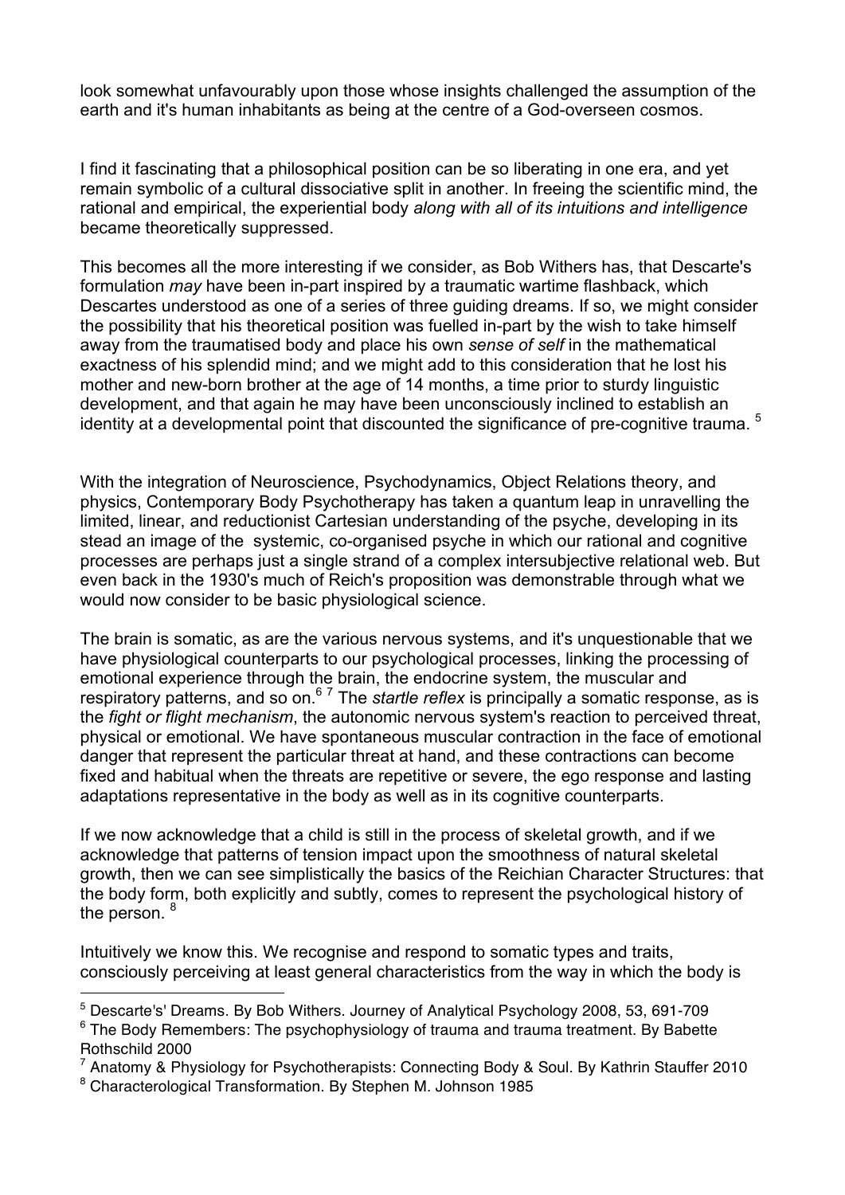look somewhat unfavourably upon those whose insights challenged the assumption of the earth and it's human inhabitants as being at the centre of a God-overseen cosmos.

I find it fascinating that a philosophical position can be so liberating in one era, and yet remain symbolic of a cultural dissociative split in another. In freeing the scientific mind, the rational and empirical, the experiential body *along with all of its intuitions and intelligence* became theoretically suppressed.

This becomes all the more interesting if we consider, as Bob Withers has, that Descarte's formulation *may* have been in-part inspired by a traumatic wartime flashback, which Descartes understood as one of a series of three guiding dreams. If so, we might consider the possibility that his theoretical position was fuelled in-part by the wish to take himself away from the traumatised body and place his own *sense of self* in the mathematical exactness of his splendid mind; and we might add to this consideration that he lost his mother and new-born brother at the age of 14 months, a time prior to sturdy linguistic development, and that again he may have been unconsciously inclined to establish an identity at a developmental point that discounted the significance of pre-cognitive trauma. [5]

With the integration of Neuroscience, Psychodynamics, Object Relations theory, and physics, Contemporary Body Psychotherapy has taken a quantum leap in unravelling the limited, linear, and reductionist Cartesian understanding of the psyche, developing in its stead an image of the systemic, co-organised psyche in which our rational and cognitive processes are perhaps just a single strand of a complex intersubjective relational web. But even back in the 1930's much of Reich's proposition was demonstrable through what we would now consider to be basic physiological science.

The brain is somatic, as are the various nervous systems, and it's unquestionable that we have physiological counterparts to our psychological processes, linking the processing of emotional experience through the brain, the endocrine system, the muscular and respiratory patterns, and so on.[6] [7] The *startle reflex* is principally a somatic response, as is the *fight or flight mechanism*, the autonomic nervous system's reaction to perceived threat, physical or emotional. We have spontaneous muscular contraction in the face of emotional danger that represent the particular threat at hand, and these contractions can become fixed and habitual when the threats are repetitive or severe, the ego response and lasting adaptations representative in the body as well as in its cognitive counterparts.

If we now acknowledge that a child is still in the process of skeletal growth, and if we acknowledge that patterns of tension impact upon the smoothness of natural skeletal growth, then we can see simplistically and subtly, the basics of the Reichian Character Structures: that the body form, both explicitly and subtly, comes to represent the psychological history of the person. [8]

Intuitively we know this. We recognise and respond to somatic types and traits, consciously perceiving at least general characteristics from the way in which the body is

---

[5] Descarte's' Dreams. By Bob Withers. Journey of Analytical Psychology 2008, 53, 691-709

[6] The Body Remembers: The psychophysiology of trauma and trauma treatment. By Babette Rothschild 2000

[7] Anatomy & Physiology for Psychotherapists: Connecting Body & Soul. By Kathrin Stauffer 2010

[8] Characterological Transformation. By Stephen M. Johnson 1985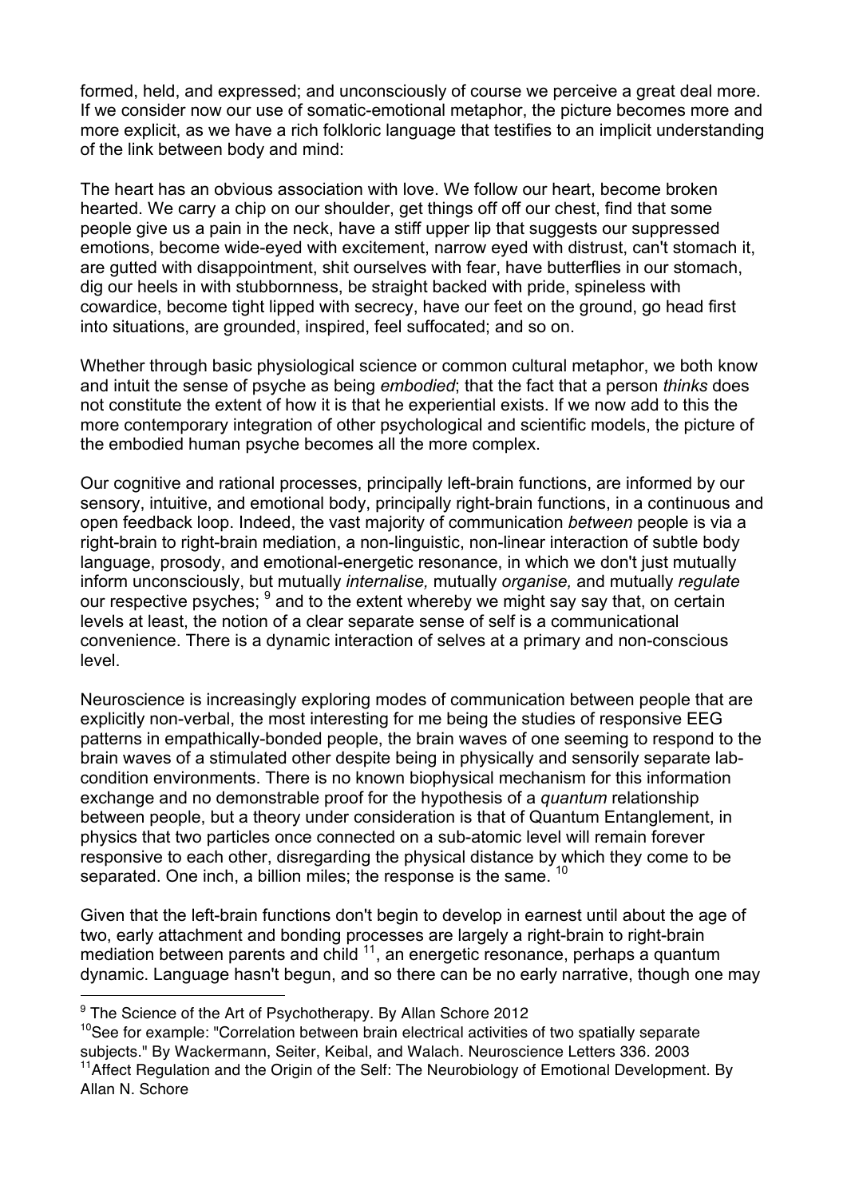formed, held, and expressed; and unconsciously of course we perceive a great deal more. If we consider now our use of somatic-emotional metaphor, the picture becomes more and more explicit, as we have a rich folkloric language that testifies to an implicit understanding of the link between body and mind:

The heart has an obvious association with love. We follow our heart, become broken hearted. We carry a chip on our shoulder, get things off off our chest, find that some people give us a pain in the neck, have a stiff upper lip that suggests our suppressed emotions, become wide-eyed with excitement, narrow eyed with distrust, can't stomach it, are gutted with disappointment, shit ourselves with fear, have butterflies in our stomach, dig our heels in with stubbornness, be straight backed with pride, spineless with cowardice, become tight lipped with secrecy, have our feet on the ground, go head first into situations, are grounded, inspired, feel suffocated; and so on.

Whether through basic physiological science or common cultural metaphor, we both know and intuit the sense of psyche as being *embodied*; that the fact that a person *thinks* does not constitute the extent of how it is that he experiential exists. If we now add to this the more contemporary integration of other psychological and scientific models, the picture of the embodied human psyche becomes all the more complex.

Our cognitive and rational processes, principally left-brain functions, are informed by our sensory, intuitive, and emotional body, principally right-brain functions, in a continuous and open feedback loop. Indeed, the vast majority of communication *between* people is via a right-brain to right-brain mediation, a non-linguistic, non-linear interaction of subtle body language, prosody, and emotional-energetic resonance, in which we don't just mutually inform unconsciously, but mutually *internalise,* mutually *organise,* and mutually *regulate* our respective psyches; [9] and to the extent whereby we might say say that, on certain levels at least, the notion of a clear separate sense of self is a communicational convenience. There is a dynamic interaction of selves at a primary and non-conscious level.

Neuroscience is increasingly exploring modes of communication between people that are explicitly non-verbal, the most interesting for me being the studies of responsive EEG patterns in empathically-bonded people, the brain waves of one seeming to respond to the brain waves of a stimulated other despite being in physically and sensorily separate lab-condition environments. There is no known biophysical mechanism for this information exchange and no demonstrable proof for the hypothesis of a *quantum* relationship between people, but a theory under consideration is that of Quantum Entanglement, in physics that two particles once connected on a sub-atomic level will remain forever responsive to each other, disregarding the physical distance by which they come to be separated. One inch, a billion miles; the response is the same. [10]

Given that the left-brain functions don't begin to develop in earnest until about the age of two, early attachment and bonding processes are largely a right-brain to right-brain mediation between parents and child [11], an energetic resonance, perhaps a quantum dynamic. Language hasn't begun, and so there can be no early narrative, though one may

---

[9] The Science of the Art of Psychotherapy. By Allan Schore 2012

[10] See for example: "Correlation between brain electrical activities of two spatially separate subjects." By Wackermann, Seiter, Keibal, and Walach. Neuroscience Letters 336. 2003

[11] Affect Regulation and the Origin of the Self: The Neurobiology of Emotional Development. By Allan N. Schore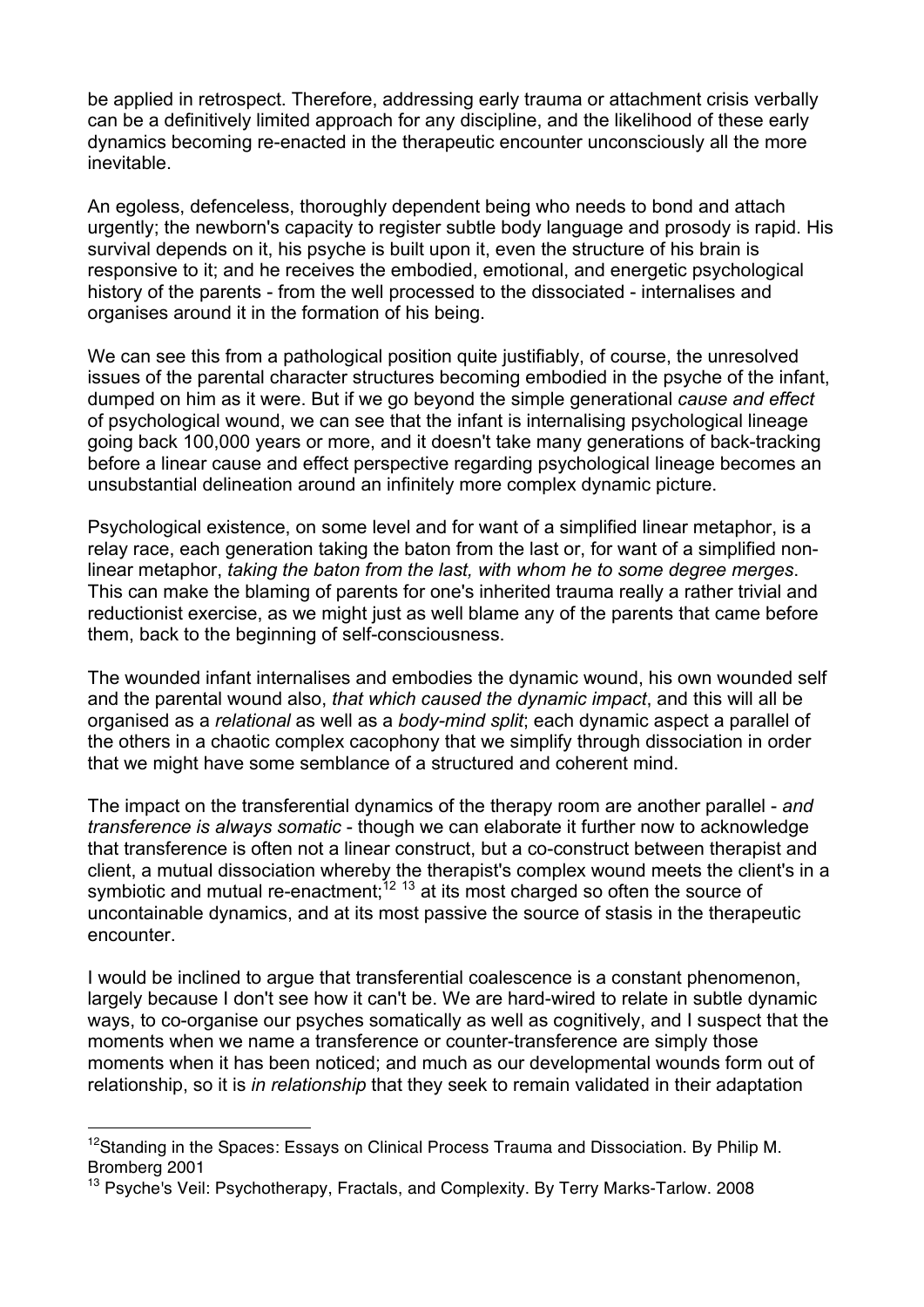be applied in retrospect. Therefore, addressing early trauma or attachment crisis verbally can be a definitively limited approach for any discipline, and the likelihood of these early dynamics becoming re-enacted in the therapeutic encounter unconsciously all the more inevitable.

An egoless, defenceless, thoroughly dependent being who needs to bond and attach urgently; the newborn's capacity to register subtle body language and prosody is rapid. His survival depends on it, his psyche is built upon it, even the structure of his brain is responsive to it; and he receives the embodied, emotional, and energetic psychological history of the parents - from the well processed to the dissociated - internalises and organises around it in the formation of his being.

We can see this from a pathological position quite justifiably, of course, the unresolved issues of the parental character structures becoming embodied in the psyche of the infant, dumped on him as it were. But if we go beyond the simple generational *cause and effect* of psychological wound, we can see that the infant is internalising psychological lineage going back 100,000 years or more, and it doesn't take many generations of back-tracking before a linear cause and effect perspective regarding psychological lineage becomes an unsubstantial delineation around an infinitely more complex dynamic picture.

Psychological existence, on some level and for want of a simplified linear metaphor, is a relay race, each generation taking the baton from the last or, for want of a simplified non-linear metaphor, *taking the baton from the last, with whom he to some degree merges*. This can make the blaming of parents for one's inherited trauma really a rather trivial and reductionist exercise, as we might just as well blame any of the parents that came before them, back to the beginning of self-consciousness.

The wounded infant internalises and embodies the dynamic wound, his own wounded self and the parental wound also, *that which caused the dynamic impact*, and this will all be organised as a *relational* as well as a *body-mind split*; each dynamic aspect a parallel of the others in a chaotic complex cacophony that we simplify through dissociation in order that we might have some semblance of a structured and coherent mind.

The impact on the transferential dynamics of the therapy room are another parallel - *and transference is always somatic* - though we can elaborate it further now to acknowledge that transference is often not a linear construct, but a co-construct between therapist and client, a mutual dissociation whereby the therapist's complex wound meets the client's in a symbiotic and mutual re-enactment;[12] [13] at its most charged so often the source of uncontainable dynamics, and at its most passive the source of stasis in the therapeutic encounter.

I would be inclined to argue that transferential coalescence is a constant phenomenon, largely because I don't see how it can't be. We are hard-wired to relate in subtle dynamic ways, to co-organise our psyches somatically as well as cognitively, and I suspect that the moments when we name a transference or counter-transference are simply those moments when it has been noticed; and much as our developmental wounds form out of relationship, so it is *in relationship* that they seek to remain validated in their adaptation

---

[12] Standing in the Spaces: Essays on Clinical Process Trauma and Dissociation. By Philip M. Bromberg 2001

[13] Psyche's Veil: Psychotherapy, Fractals, and Complexity. By Terry Marks-Tarlow. 2008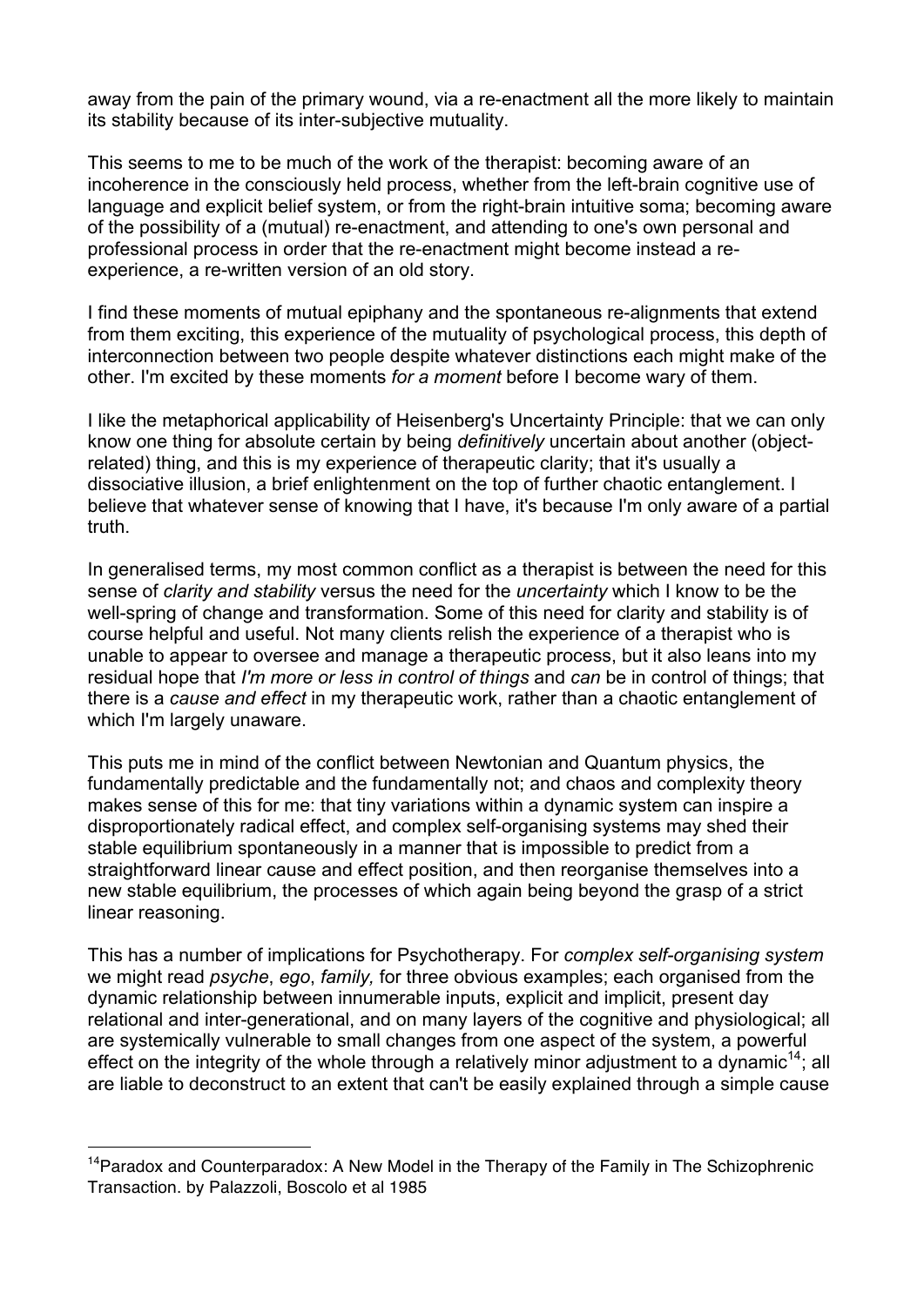away from the pain of the primary wound, via a re-enactment all the more likely to maintain its stability because of its inter-subjective mutuality.

This seems to me to be much of the work of the therapist: becoming aware of an incoherence in the consciously held process, whether from the left-brain cognitive use of language and explicit belief system, or from the right-brain intuitive soma; becoming aware of the possibility of a (mutual) re-enactment, and attending to one's own personal and professional process in order that the re-enactment might become instead a re-experience, a re-written version of an old story.

I find these moments of mutual epiphany and the spontaneous re-alignments that extend from them exciting, this experience of the mutuality of psychological process, this depth of interconnection between two people despite whatever distinctions each might make of the other. I'm excited by these moments *for a moment* before I become wary of them.

I like the metaphorical applicability of Heisenberg's Uncertainty Principle: that we can only know one thing for absolute certain by being *definitively* uncertain about another (object-related) thing, and this is my experience of therapeutic clarity; that it's usually a dissociative illusion, a brief enlightenment on the top of further chaotic entanglement. I believe that whatever sense of knowing that I have, it's because I'm only aware of a partial truth.

In generalised terms, my most common conflict as a therapist is between the need for this sense of *clarity and stability* versus the need for the *uncertainty* which I know to be the well-spring of change and transformation. Some of this need for clarity and stability is of course helpful and useful. Not many clients relish the experience of a therapist who is unable to appear to oversee and manage a therapeutic process, but it also leans into my residual hope that *I'm more or less in control of things* and *can* be in control of things; that there is a *cause and effect* in my therapeutic work, rather than a chaotic entanglement of which I'm largely unaware.

This puts me in mind of the conflict between Newtonian and Quantum physics, the fundamentally predictable and the fundamentally not; and chaos and complexity theory makes sense of this for me: that tiny variations within a dynamic system can inspire a disproportionately radical effect, and complex self-organising systems may shed their stable equilibrium spontaneously in a manner that is impossible to predict from a straightforward linear cause and effect position, and then reorganise themselves into a new stable equilibrium, the processes of which again being beyond the grasp of a strict linear reasoning.

This has a number of implications for Psychotherapy. For *complex self-organising system* we might read *psyche*, *ego*, *family,* for three obvious examples; each organised from the dynamic relationship between innumerable inputs, explicit and implicit, present day relational and inter-generational, and on many layers of the cognitive and physiological; all are systemically vulnerable to small changes from one aspect of the system, a powerful effect on the integrity of the whole through a relatively minor adjustment to a dynamic[14]; all are liable to deconstruct to an extent that can't be easily explained through a simple cause

---

[14] Paradox and Counterparadox: A New Model in the Therapy of the Family in The Schizophrenic Transaction. by Palazzoli, Boscolo et al 1985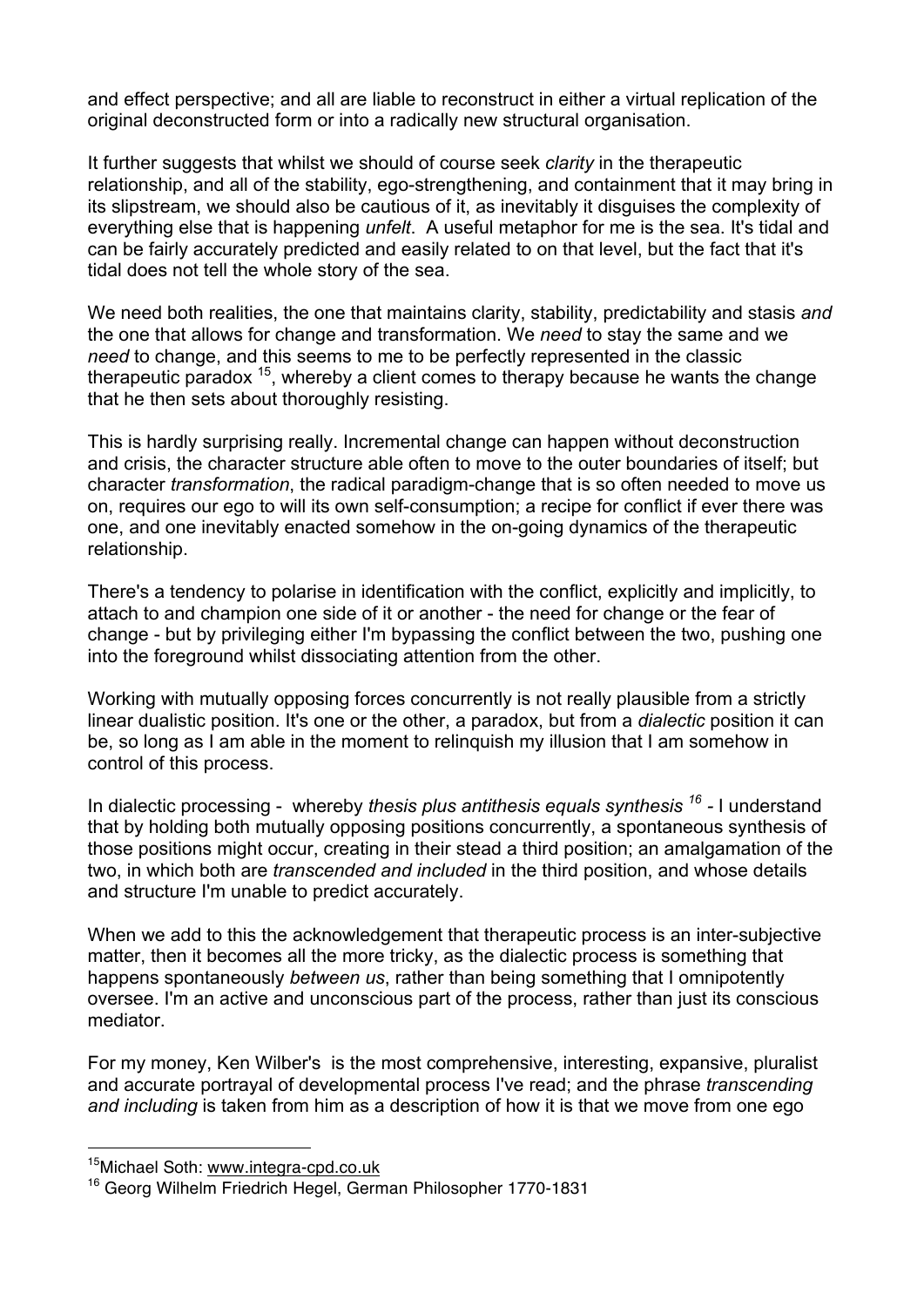and effect perspective; and all are liable to reconstruct in either a virtual replication of the original deconstructed form or into a radically new structural organisation.

It further suggests that whilst we should of course seek *clarity* in the therapeutic relationship, and all of the stability, ego-strengthening, and containment that it may bring in its slipstream, we should also be cautious of it, as inevitably it disguises the complexity of everything else that is happening *unfelt*. A useful metaphor for me is the sea. It's tidal and can be fairly accurately predicted and easily related to on that level, but the fact that it's tidal does not tell the whole story of the sea.

We need both realities, the one that maintains clarity, stability, predictability and stasis *and* the one that allows for change and transformation. We *need* to stay the same and we *need* to change, and this seems to me to be perfectly represented in the classic therapeutic paradox [15], whereby a client comes to therapy because he wants the change that he then sets about thoroughly resisting.

This is hardly surprising really. Incremental change can happen without deconstruction and crisis, the character structure able often to move to the outer boundaries of itself; but character *transformation*, the radical paradigm-change that is so often needed to move us on, requires our ego to will its own self-consumption; a recipe for conflict if ever there was one, and one inevitably enacted somehow in the on-going dynamics of the therapeutic relationship.

There's a tendency to polarise in identification with the conflict, explicitly and implicitly, to attach to and champion one side of it or another - the need for change or the fear of change - but by privileging either I'm bypassing the conflict between the two, pushing one into the foreground whilst dissociating attention from the other.

Working with mutually opposing forces concurrently is not really plausible from a strictly linear dualistic position. It's one or the other, a paradox, but from a *dialectic* position it can be, so long as I am able in the moment to relinquish my illusion that I am somehow in control of this process.

In dialectic processing - whereby *thesis plus antithesis equals synthesis* [16] - I understand that by holding both mutually opposing positions concurrently, a spontaneous synthesis of those positions might occur, creating in their stead a third position; an amalgamation of the two, in which both are *transcended and included* in the third position, and whose details and structure I'm unable to predict accurately.

When we add to this the acknowledgement that therapeutic process is an inter-subjective matter, then it becomes all the more tricky, as the dialectic process is something that happens spontaneously *between us*, rather than being something that I omnipotently oversee. I'm an active and unconscious part of the process, rather than just its conscious mediator.

For my money, Ken Wilber's is the most comprehensive, interesting, expansive, pluralist and accurate portrayal of developmental process I've read; and the phrase *transcending and including* is taken from him as a description of how it is that we move from one ego

---

[15] Michael Soth: www.integra-cpd.co.uk

[16] Georg Wilhelm Friedrich Hegel, German Philosopher 1770-1831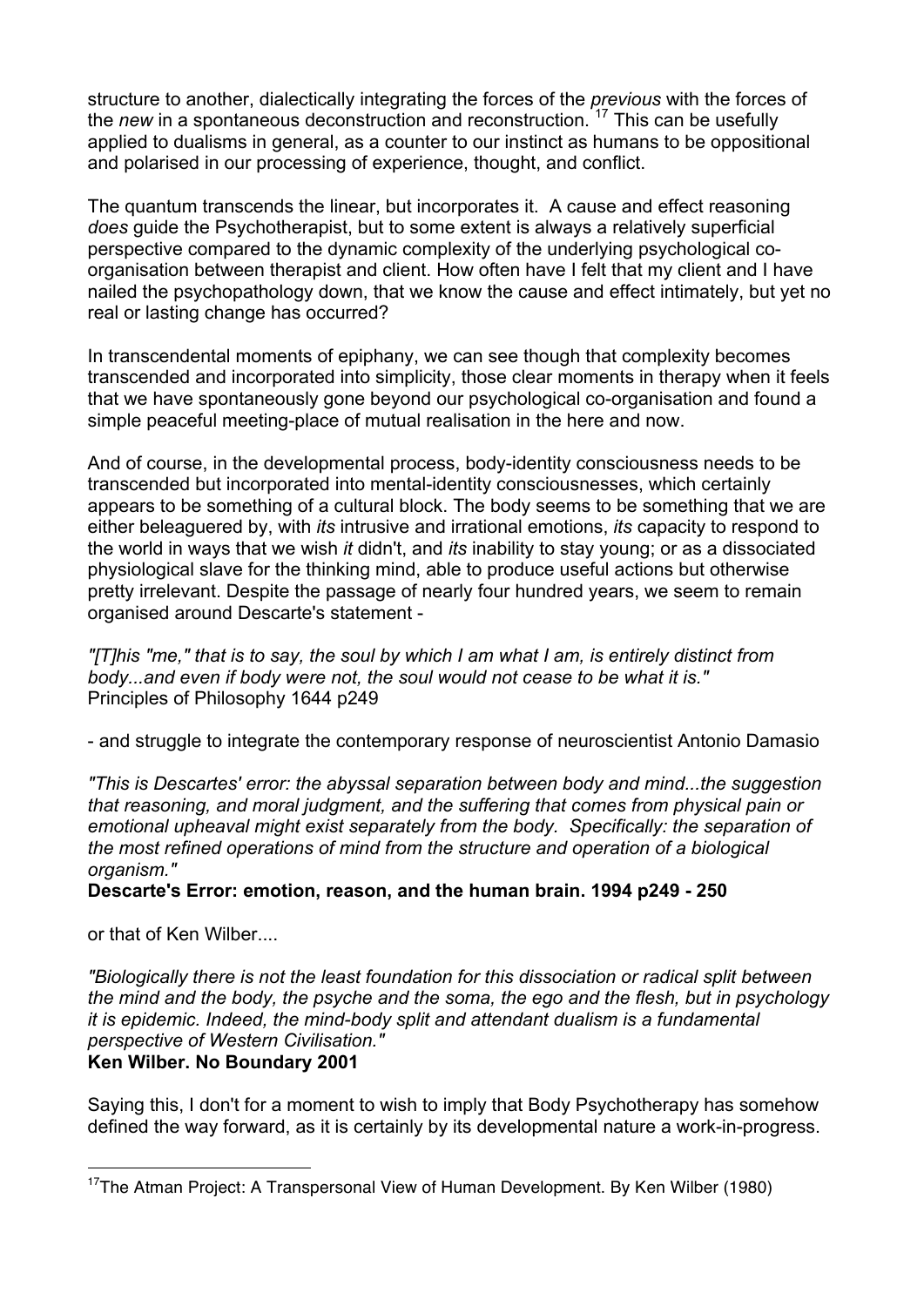structure to another, dialectically integrating the forces of the *previous* with the forces of the *new* in a spontaneous deconstruction and reconstruction. [17] This can be usefully applied to dualisms in general, as a counter to our instinct as humans to be oppositional and polarised in our processing of experience, thought, and conflict.

The quantum transcends the linear, but incorporates it. A cause and effect reasoning *does* guide the Psychotherapist, but to some extent is always a relatively superficial perspective compared to the dynamic complexity of the underlying psychological co-organisation between therapist and client. How often have I felt that my client and I have nailed the psychopathology down, that we know the cause and effect intimately, but yet no real or lasting change has occurred?

In transcendental moments of epiphany, we can see though that complexity becomes transcended and incorporated into simplicity, those clear moments in therapy when it feels that we have spontaneously gone beyond our psychological co-organisation and found a simple peaceful meeting-place of mutual realisation in the here and now.

And of course, in the developmental process, body-identity consciousness needs to be transcended but incorporated into mental-identity consciousnesses, which certainly appears to be something of a cultural block. The body seems to be something that we are either beleaguered by, with *its* intrusive and irrational emotions, *its* capacity to respond to the world in ways that we wish *it* didn't, and *its* inability to stay young; or as a dissociated physiological slave for the thinking mind, able to produce useful actions but otherwise pretty irrelevant. Despite the passage of nearly four hundred years, we seem to remain organised around Descarte's statement -

*"[T]his "me," that is to say, the soul by which I am what I am, is entirely distinct from body...and even if body were not, the soul would not cease to be what it is."*
Principles of Philosophy 1644 p249

- and struggle to integrate the contemporary response of neuroscientist Antonio Damasio

*"This is Descartes' error: the abyssal separation between body and mind...the suggestion that reasoning, and moral judgment, and the suffering that comes from physical pain or emotional upheaval might exist separately from the body. Specifically: the separation of the most refined operations of mind from the structure and operation of a biological organism."*
**Descarte's Error: emotion, reason, and the human brain. 1994 p249 - 250**

or that of Ken Wilber....

*"Biologically there is not the least foundation for this dissociation or radical split between the mind and the body, the psyche and the soma, the ego and the flesh, but in psychology it is epidemic. Indeed, the mind-body split and attendant dualism is a fundamental perspective of Western Civilisation."*
**Ken Wilber. No Boundary 2001**

Saying this, I don't for a moment to wish to imply that Body Psychotherapy has somehow defined the way forward, as it is certainly by its developmental nature a work-in-progress.

---

[17] The Atman Project: A Transpersonal View of Human Development. By Ken Wilber (1980)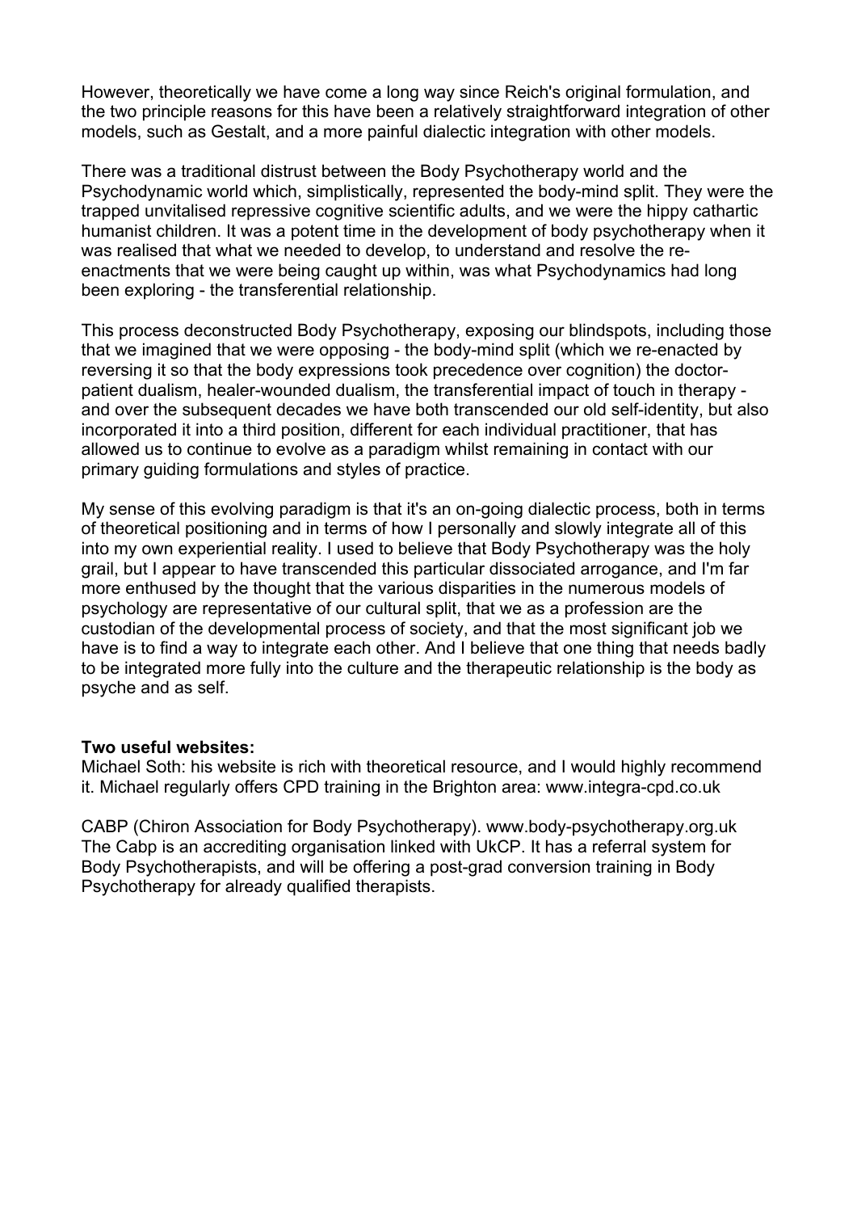However, theoretically we have come a long way since Reich's original formulation, and the two principle reasons for this have been a relatively straightforward integration of other models, such as Gestalt, and a more painful dialectic integration with other models.

There was a traditional distrust between the Body Psychotherapy world and the Psychodynamic world which, simplistically, represented the body-mind split. They were the trapped unvitalised repressive cognitive scientific adults, and we were the hippy cathartic humanist children. It was a potent time in the development of body psychotherapy when it was realised that what we needed to develop, to understand and resolve the re-enactments that we were being caught up within, was what Psychodynamics had long been exploring - the transferential relationship.

This process deconstructed Body Psychotherapy, exposing our blindspots, including those that we imagined that we were opposing - the body-mind split (which we re-enacted by reversing it so that the body expressions took precedence over cognition) the doctor-patient dualism, healer-wounded dualism, the transferential impact of touch in therapy - and over the subsequent decades we have both transcended our old self-identity, but also incorporated it into a third position, different for each individual practitioner, that has allowed us to continue to evolve as a paradigm whilst remaining in contact with our primary guiding formulations and styles of practice.

My sense of this evolving paradigm is that it's an on-going dialectic process, both in terms of theoretical positioning and in terms of how I personally and slowly integrate all of this into my own experiential reality. I used to believe that Body Psychotherapy was the holy grail, but I appear to have transcended this particular dissociated arrogance, and I'm far more enthused by the thought that the various disparities in the numerous models of psychology are representative of our cultural split, that we as a profession are the custodian of the developmental process of society, and that the most significant job we have is to find a way to integrate each other. And I believe that one thing that needs badly to be integrated more fully into the culture and the therapeutic relationship is the body as psyche and as self.

**Two useful websites:**
Michael Soth: his website is rich with theoretical resource, and I would highly recommend it. Michael regularly offers CPD training in the Brighton area: www.integra-cpd.co.uk

CABP (Chiron Association for Body Psychotherapy). www.body-psychotherapy.org.uk
The Cabp is an accrediting organisation linked with UkCP. It has a referral system for Body Psychotherapists, and will be offering a post-grad conversion training in Body Psychotherapy for already qualified therapists.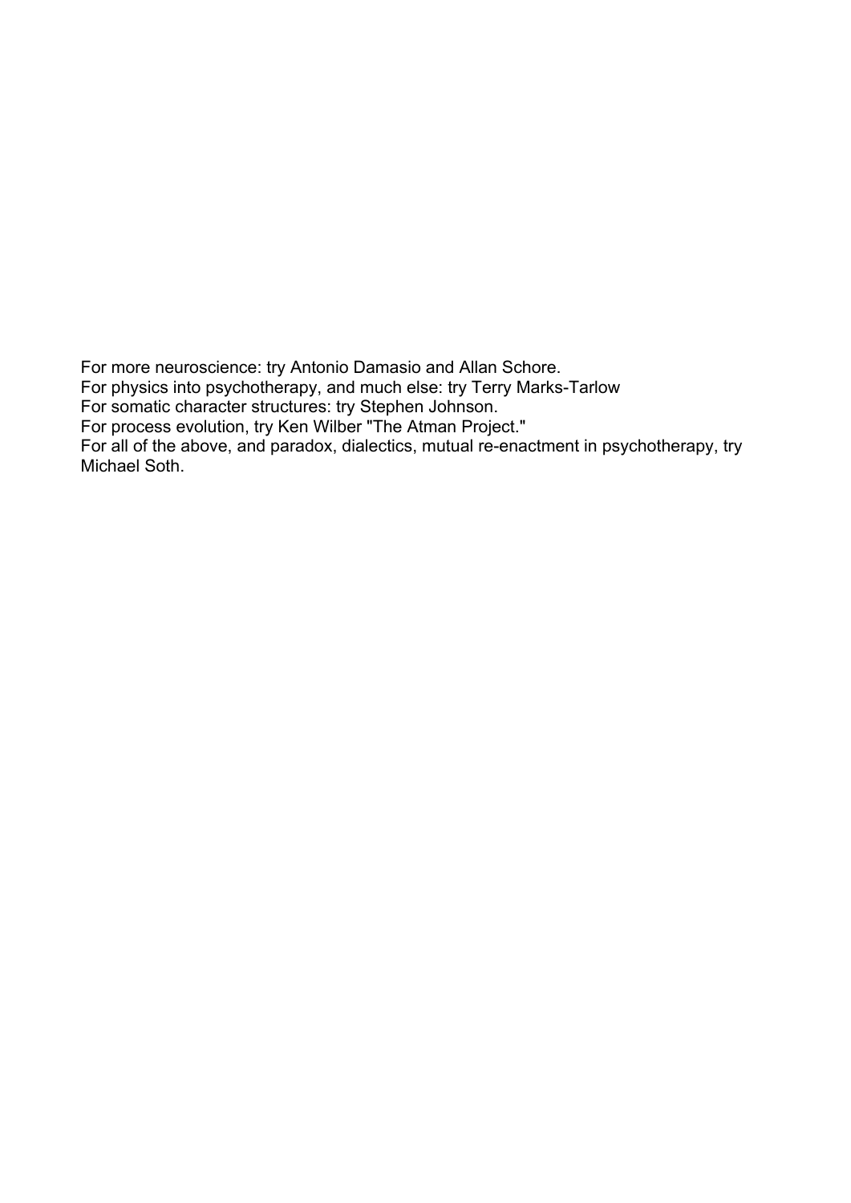For more neuroscience: try Antonio Damasio and Allan Schore.
For physics into psychotherapy, and much else: try Terry Marks-Tarlow
For somatic character structures: try Stephen Johnson.
For process evolution, try Ken Wilber "The Atman Project."
For all of the above, and paradox, dialectics, mutual re-enactment in psychotherapy, try Michael Soth.